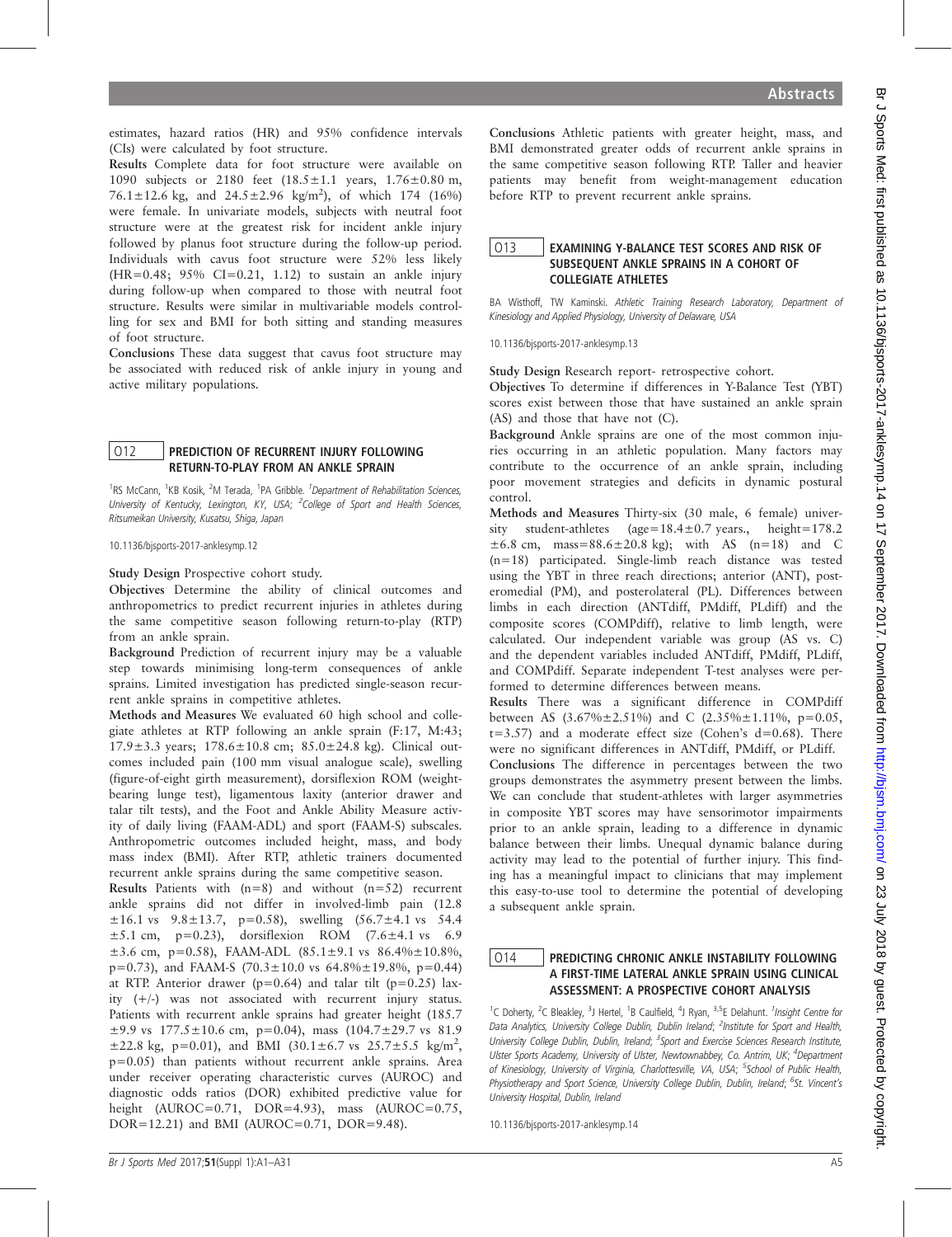estimates, hazard ratios (HR) and 95% confidence intervals (CIs) were calculated by foot structure.

**Results** Complete data for foot structure were available on 1090 subjects or 2180 feet (18.5±1.1 years, 1.76±0.80 m, 76.1±12.6 kg, and 24.5±2.96 kg/m$^2$), of which 174 (16%) were female. In univariate models, subjects with neutral foot structure were at the greatest risk for incident ankle injury followed by planus foot structure during the follow-up period. Individuals with cavus foot structure were 52% less likely (HR=0.48; 95% CI=0.21, 1.12) to sustain an ankle injury during follow-up when compared to those with neutral foot structure. Results were similar in multivariable models controlling for sex and BMI for both sitting and standing measures of foot structure.

**Conclusions** These data suggest that cavus foot structure may be associated with reduced risk of ankle injury in young and active military populations.

## O12 PREDICTION OF RECURRENT INJURY FOLLOWING RETURN-TO-PLAY FROM AN ANKLE SPRAIN

[1]RS McCann, [1]KB Kosik, [2]M Terada, [1]PA Gribble. [1]*Department of Rehabilitation Sciences, University of Kentucky, Lexington, KY, USA*; [2]*College of Sport and Health Sciences, Ritsumeikan University, Kusatsu, Shiga, Japan*

10.1136/bjsports-2017-anklesymp.12

**Study Design** Prospective cohort study.

**Objectives** Determine the ability of clinical outcomes and anthropometrics to predict recurrent injuries in athletes during the same competitive season following return-to-play (RTP) from an ankle sprain.

**Background** Prediction of recurrent injury may be a valuable step towards minimising long-term consequences of ankle sprains. Limited investigation has predicted single-season recurrent ankle sprains in competitive athletes.

**Methods and Measures** We evaluated 60 high school and collegiate athletes at RTP following an ankle sprain (F:17, M:43; 17.9±3.3 years; 178.6±10.8 cm; 85.0±24.8 kg). Clinical outcomes included pain (100 mm visual analogue scale), swelling (figure-of-eight girth measurement), dorsiflexion ROM (weight-bearing lunge test), ligamentous laxity (anterior drawer and talar tilt tests), and the Foot and Ankle Ability Measure activity of daily living (FAAM-ADL) and sport (FAAM-S) subscales. Anthropometric outcomes included height, mass, and body mass index (BMI). After RTP, athletic trainers documented recurrent ankle sprains during the same competitive season.

**Results** Patients with (n=8) and without (n=52) recurrent ankle sprains did not differ in involved-limb pain (12.8 ±16.1 vs 9.8±13.7, p=0.58), swelling (56.7±4.1 vs 54.4 ±5.1 cm, p=0.23), dorsiflexion ROM (7.6±4.1 vs 6.9 ±3.6 cm, p=0.58), FAAM-ADL (85.1±9.1 vs 86.4%±10.8%, p=0.73), and FAAM-S (70.3±10.0 vs 64.8%±19.8%, p=0.44) at RTP. Anterior drawer (p=0.64) and talar tilt (p=0.25) laxity (+/-) was not associated with recurrent injury status. Patients with recurrent ankle sprains had greater height (185.7 ±9.9 vs 177.5±10.6 cm, p=0.04), mass (104.7±29.7 vs 81.9 ±22.8 kg, p=0.01), and BMI (30.1±6.7 vs 25.7±5.5 kg/m$^2$, p=0.05) than patients without recurrent ankle sprains. Area under receiver operating characteristic curves (AUROC) and diagnostic odds ratios (DOR) exhibited predictive value for height (AUROC=0.71, DOR=4.93), mass (AUROC=0.75, DOR=12.21) and BMI (AUROC=0.71, DOR=9.48).

**Conclusions** Athletic patients with greater height, mass, and BMI demonstrated greater odds of recurrent ankle sprains in the same competitive season following RTP. Taller and heavier patients may benefit from weight-management education before RTP to prevent recurrent ankle sprains.

## O13 EXAMINING Y-BALANCE TEST SCORES AND RISK OF SUBSEQUENT ANKLE SPRAINS IN A COHORT OF COLLEGIATE ATHLETES

BA Wisthoff, TW Kaminski. *Athletic Training Research Laboratory, Department of Kinesiology and Applied Physiology, University of Delaware, USA*

10.1136/bjsports-2017-anklesymp.13

**Study Design** Research report- retrospective cohort.

**Objectives** To determine if differences in Y-Balance Test (YBT) scores exist between those that have sustained an ankle sprain (AS) and those that have not (C).

**Background** Ankle sprains are one of the most common injuries occurring in an athletic population. Many factors may contribute to the occurrence of an ankle sprain, including poor movement strategies and deficits in dynamic postural control.

**Methods and Measures** Thirty-six (30 male, 6 female) university student-athletes (age=18.4±0.7 years., height=178.2 ±6.8 cm, mass=88.6±20.8 kg); with AS (n=18) and C (n=18) participated. Single-limb reach distance was tested using the YBT in three reach directions; anterior (ANT), posteromedial (PM), and posterolateral (PL). Differences between limbs in each direction (ANTdiff, PMdiff, PLdiff) and the composite scores (COMPdiff), relative to limb length, were calculated. Our independent variable was group (AS vs. C) and the dependent variables included ANTdiff, PMdiff, PLdiff, and COMPdiff. Separate independent T-test analyses were performed to determine differences between means.

**Results** There was a significant difference in COMPdiff between AS (3.67%±2.51%) and C (2.35%±1.11%, p=0.05, t=3.57) and a moderate effect size (Cohen's d=0.68). There were no significant differences in ANTdiff, PMdiff, or PLdiff.

**Conclusions** The difference in percentages between the two groups demonstrates the asymmetry present between the limbs. We can conclude that student-athletes with larger asymmetries in composite YBT scores may have sensorimotor impairments prior to an ankle sprain, leading to a difference in dynamic balance between their limbs. Unequal dynamic balance during activity may lead to the potential of further injury. This finding has a meaningful impact to clinicians that may implement this easy-to-use tool to determine the potential of developing a subsequent ankle sprain.

## O14 PREDICTING CHRONIC ANKLE INSTABILITY FOLLOWING A FIRST-TIME LATERAL ANKLE SPRAIN USING CLINICAL ASSESSMENT: A PROSPECTIVE COHORT ANALYSIS

[1]C Doherty, [2]C Bleakley, [3]J Hertel, [1]B Caulfield, [4]J Ryan, [3,5]E Delahunt. [1]*Insight Centre for Data Analytics, University College Dublin, Dublin Ireland*; [2]*Institute for Sport and Health, University College Dublin, Dublin, Ireland*; [3]*Sport and Exercise Sciences Research Institute, Ulster Sports Academy, University of Ulster, Newtownabbey, Co. Antrim, UK*; [4]*Department of Kinesiology, University of Virginia, Charlottesville, VA, USA*; [5]*School of Public Health, Physiotherapy and Sport Science, University College Dublin, Dublin, Ireland*; [6]*St. Vincent's University Hospital, Dublin, Ireland*

10.1136/bjsports-2017-anklesymp.14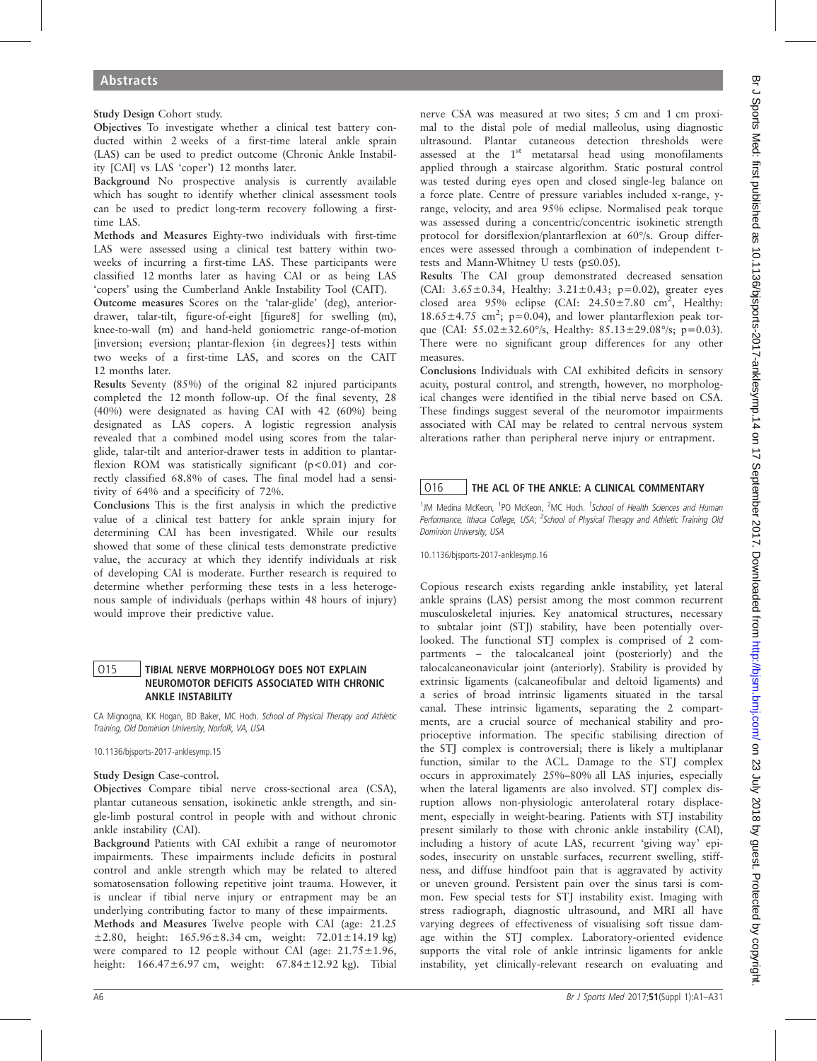**Study Design** Cohort study.

**Objectives** To investigate whether a clinical test battery conducted within 2 weeks of a first-time lateral ankle sprain (LAS) can be used to predict outcome (Chronic Ankle Instability [CAI] vs LAS 'coper') 12 months later.

**Background** No prospective analysis is currently available which has sought to identify whether clinical assessment tools can be used to predict long-term recovery following a first-time LAS.

**Methods and Measures** Eighty-two individuals with first-time LAS were assessed using a clinical test battery within two-weeks of incurring a first-time LAS. These participants were classified 12 months later as having CAI or as being LAS 'copers' using the Cumberland Ankle Instability Tool (CAIT).

**Outcome measures** Scores on the 'talar-glide' (deg), anterior-drawer, talar-tilt, figure-of-eight [figure8] for swelling (m), knee-to-wall (m) and hand-held goniometric range-of-motion [inversion; eversion; plantar-flexion {in degrees}] tests within two weeks of a first-time LAS, and scores on the CAIT 12 months later.

**Results** Seventy (85%) of the original 82 injured participants completed the 12 month follow-up. Of the final seventy, 28 (40%) were designated as having CAI with 42 (60%) being designated as LAS copers. A logistic regression analysis revealed that a combined model using scores from the talar-glide, talar-tilt and anterior-drawer tests in addition to plantar-flexion ROM was statistically significant ($p<0.01$) and correctly classified 68.8% of cases. The final model had a sensitivity of 64% and a specificity of 72%.

**Conclusions** This is the first analysis in which the predictive value of a clinical test battery for ankle sprain injury for determining CAI has been investigated. While our results showed that some of these clinical tests demonstrate predictive value, the accuracy at which they identify individuals at risk of developing CAI is moderate. Further research is required to determine whether performing these tests in a less heterogenous sample of individuals (perhaps within 48 hours of injury) would improve their predictive value.

## O15 TIBIAL NERVE MORPHOLOGY DOES NOT EXPLAIN NEUROMOTOR DEFICITS ASSOCIATED WITH CHRONIC ANKLE INSTABILITY

CA Mignogna, KK Hogan, BD Baker, MC Hoch. *School of Physical Therapy and Athletic Training, Old Dominion University, Norfolk, VA, USA*

10.1136/bjsports-2017-anklesymp.15

**Study Design** Case-control.

**Objectives** Compare tibial nerve cross-sectional area (CSA), plantar cutaneous sensation, isokinetic ankle strength, and single-limb postural control in people with and without chronic ankle instability (CAI).

**Background** Patients with CAI exhibit a range of neuromotor impairments. These impairments include deficits in postural control and ankle strength which may be related to altered somatosensation following repetitive joint trauma. However, it is unclear if tibial nerve injury or entrapment may be an underlying contributing factor to many of these impairments.

**Methods and Measures** Twelve people with CAI (age: $21.25\pm2.80$, height: $165.96\pm8.34$ cm, weight: $72.01\pm14.19$ kg) were compared to 12 people without CAI (age: $21.75\pm1.96$, height: $166.47\pm6.97$ cm, weight: $67.84\pm12.92$ kg). Tibial nerve CSA was measured at two sites; 5 cm and 1 cm proximal to the distal pole of medial malleolus, using diagnostic ultrasound. Plantar cutaneous detection thresholds were assessed at the 1[st] metatarsal head using monofilaments applied through a staircase algorithm. Static postural control was tested during eyes open and closed single-leg balance on a force plate. Centre of pressure variables included x-range, y-range, velocity, and area 95% eclipse. Normalised peak torque was assessed during a concentric/concentric isokinetic strength protocol for dorsiflexion/plantarflexion at 60°/s. Group differences were assessed through a combination of independent t-tests and Mann-Whitney U tests ($p\leq0.05$).

**Results** The CAI group demonstrated decreased sensation (CAI: $3.65\pm0.34$, Healthy: $3.21\pm0.43$; $p=0.02$), greater eyes closed area 95% eclipse (CAI: $24.50\pm7.80$ $cm^2$, Healthy: $18.65\pm4.75$ $cm^2$; $p=0.04$), and lower plantarflexion peak torque (CAI: $55.02\pm32.60$°/s, Healthy: $85.13\pm29.08$°/s; $p=0.03$). There were no significant group differences for any other measures.

**Conclusions** Individuals with CAI exhibited deficits in sensory acuity, postural control, and strength, however, no morphological changes were identified in the tibial nerve based on CSA. These findings suggest several of the neuromotor impairments associated with CAI may be related to central nervous system alterations rather than peripheral nerve injury or entrapment.

## O16 THE ACL OF THE ANKLE: A CLINICAL COMMENTARY

[1]JM Medina McKeon, [1]PO McKeon, [2]MC Hoch. [1]*School of Health Sciences and Human Performance, Ithaca College, USA*; [2]*School of Physical Therapy and Athletic Training Old Dominion University, USA*

10.1136/bjsports-2017-anklesymp.16

Copious research exists regarding ankle instability, yet lateral ankle sprains (LAS) persist among the most common recurrent musculoskeletal injuries. Key anatomical structures, necessary to subtalar joint (STJ) stability, have been potentially overlooked. The functional STJ complex is comprised of 2 compartments – the talocalcaneal joint (posteriorly) and the talocalcaneonavicular joint (anteriorly). Stability is provided by extrinsic ligaments (calcaneofibular and deltoid ligaments) and a series of broad intrinsic ligaments situated in the tarsal canal. These intrinsic ligaments, separating the 2 compartments, are a crucial source of mechanical stability and proprioceptive information. The specific stabilising direction of the STJ complex is controversial; there is likely a multiplanar function, similar to the ACL. Damage to the STJ complex occurs in approximately 25%–80% all LAS injuries, especially when the lateral ligaments are also involved. STJ complex disruption allows non-physiologic anterolateral rotary displacement, especially in weight-bearing. Patients with STJ instability present similarly to those with chronic ankle instability (CAI), including a history of acute LAS, recurrent 'giving way' episodes, insecurity on unstable surfaces, recurrent swelling, stiffness, and diffuse hindfoot pain that is aggravated by activity or uneven ground. Persistent pain over the sinus tarsi is common. Few special tests for STJ instability exist. Imaging with stress radiograph, diagnostic ultrasound, and MRI all have varying degrees of effectiveness of visualising soft tissue damage within the STJ complex. Laboratory-oriented evidence supports the vital role of ankle intrinsic ligaments for ankle instability, yet clinically-relevant research on evaluating and